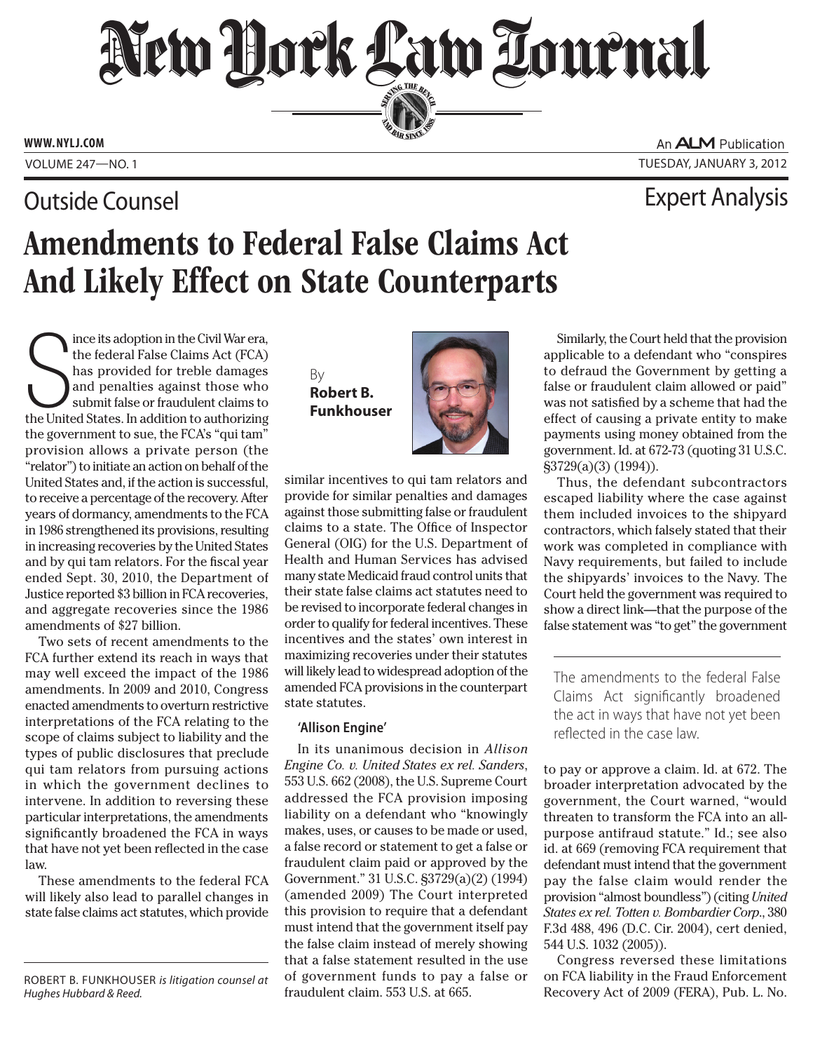Outside Counsel

Expert Analysis

# Amendments to Federal False Claims Act And Likely Effect on State Counterparts

By **Robert B. Funkhouser**

Since its adoption in the Civil War era, the federal False Claims Act (FCA) has provided for treble damages and penalties against those who submit false or fraudulent claims to the United States. In addition to authorizing the government to sue, the FCA's "qui tam" provision allows a private person (the "relator") to initiate an action on behalf of the United States and, if the action is successful, to receive a percentage of the recovery. After years of dormancy, amendments to the FCA in 1986 strengthened its provisions, resulting in increasing recoveries by the United States and by qui tam relators. For the fiscal year ended Sept. 30, 2010, the Department of Justice reported $3 billion in FCA recoveries, and aggregate recoveries since the 1986 amendments of $27 billion.

Two sets of recent amendments to the FCA further extend its reach in ways that may well exceed the impact of the 1986 amendments. In 2009 and 2010, Congress enacted amendments to overturn restrictive interpretations of the FCA relating to the scope of claims subject to liability and the types of public disclosures that preclude qui tam relators from pursuing actions in which the government declines to intervene. In addition to reversing these particular interpretations, the amendments significantly broadened the FCA in ways that have not yet been reflected in the case law.

These amendments to the federal FCA will likely also lead to parallel changes in state false claims act statutes, which provide similar incentives to qui tam relators and provide for similar penalties and damages against those submitting false or fraudulent claims to a state. The Office of Inspector General (OIG) for the U.S. Department of Health and Human Services has advised many state Medicaid fraud control units that their state false claims act statutes need to be revised to incorporate federal changes in order to qualify for federal incentives. These incentives and the states' own interest in maximizing recoveries under their statutes will likely lead to widespread adoption of the amended FCA provisions in the counterpart state statutes.

ROBERT B. FUNKHOUSER *is litigation counsel at Hughes Hubbard & Reed.*

### 'Allison Engine'

In its unanimous decision in *Allison Engine Co. v. United States ex rel. Sanders*, 553 U.S. 662 (2008), the U.S. Supreme Court addressed the FCA provision imposing liability on a defendant who "knowingly makes, uses, or causes to be made or used, a false record or statement to get a false or fraudulent claim paid or approved by the Government." 31 U.S.C. §3729(a)(2) (1994) (amended 2009) The Court interpreted this provision to require that a defendant must intend that the government itself pay the false claim instead of merely showing that a false statement resulted in the use of government funds to pay a false or fraudulent claim. 553 U.S. at 665.

Similarly, the Court held that the provision applicable to a defendant who "conspires to defraud the Government by getting a false or fraudulent claim allowed or paid" was not satisfied by a scheme that had the effect of causing a private entity to make payments using money obtained from the government. Id. at 672-73 (quoting 31 U.S.C. §3729(a)(3) (1994)).

Thus, the defendant subcontractors escaped liability where the case against them included invoices to the shipyard contractors, which falsely stated that their work was completed in compliance with Navy requirements, but failed to include the shipyards' invoices to the Navy. The Court held the government was required to show a direct link—that the purpose of the false statement was "to get" the government to pay or approve a claim. Id. at 672. The broader interpretation advocated by the government, the Court warned, "would threaten to transform the FCA into an all-purpose antifraud statute." Id.; see also id. at 669 (removing FCA requirement that defendant must intend that the government pay the false claim would render the provision "almost boundless") (citing *United States ex rel. Totten v. Bombardier Corp.*, 380 F.3d 488, 496 (D.C. Cir. 2004), cert denied, 544 U.S. 1032 (2005)).

> The amendments to the federal False Claims Act significantly broadened the act in ways that have not yet been reflected in the case law.

Congress reversed these limitations on FCA liability in the Fraud Enforcement Recovery Act of 2009 (FERA), Pub. L. No.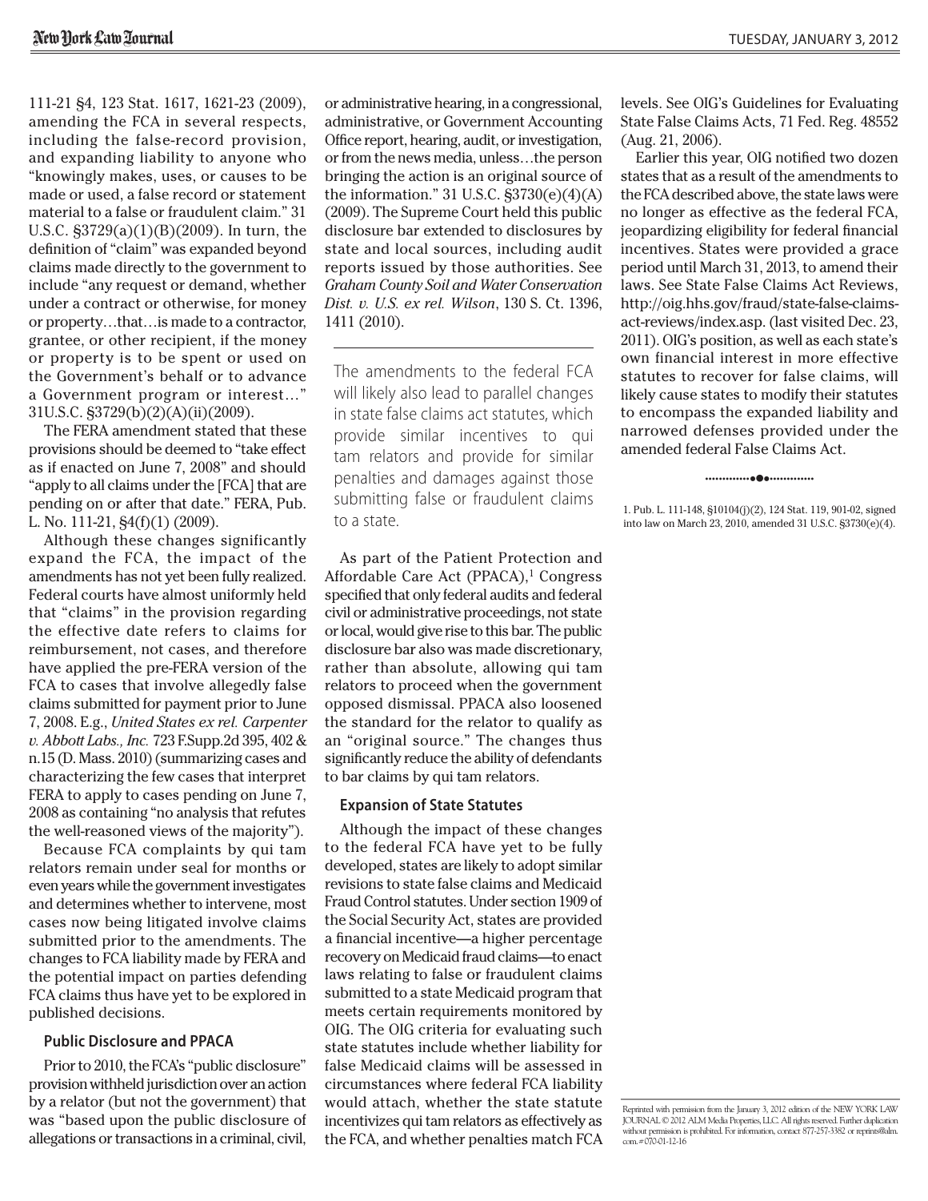111-21 §4, 123 Stat. 1617, 1621-23 (2009), amending the FCA in several respects, including the false-record provision, and expanding liability to anyone who "knowingly makes, uses, or causes to be made or used, a false record or statement material to a false or fraudulent claim." 31 U.S.C. §3729(a)(1)(B)(2009). In turn, the definition of "claim" was expanded beyond claims made directly to the government to include "any request or demand, whether under a contract or otherwise, for money or property…that…is made to a contractor, grantee, or other recipient, if the money or property is to be spent or used on the Government's behalf or to advance a Government program or interest…" 31U.S.C. §3729(b)(2)(A)(ii)(2009).

The FERA amendment stated that these provisions should be deemed to "take effect as if enacted on June 7, 2008" and should "apply to all claims under the [FCA] that are pending on or after that date." FERA, Pub. L. No. 111-21, §4(f)(1) (2009).

Although these changes significantly expand the FCA, the impact of the amendments has not yet been fully realized. Federal courts have almost uniformly held that "claims" in the provision regarding the effective date refers to claims for reimbursement, not cases, and therefore have applied the pre-FERA version of the FCA to cases that involve allegedly false claims submitted for payment prior to June 7, 2008. E.g., *United States ex rel. Carpenter v. Abbott Labs., Inc.* 723 F.Supp.2d 395, 402 & n.15 (D. Mass. 2010) (summarizing cases and characterizing the few cases that interpret FERA to apply to cases pending on June 7, 2008 as containing "no analysis that refutes the well-reasoned views of the majority").

Because FCA complaints by qui tam relators remain under seal for months or even years while the government investigates and determines whether to intervene, most cases now being litigated involve claims submitted prior to the amendments. The changes to FCA liability made by FERA and the potential impact on parties defending FCA claims thus have yet to be explored in published decisions.

### Public Disclosure and PPACA

Prior to 2010, the FCA's "public disclosure" provision withheld jurisdiction over an action by a relator (but not the government) that was "based upon the public disclosure of allegations or transactions in a criminal, civil, or administrative hearing, in a congressional, administrative, or Government Accounting Office report, hearing, audit, or investigation, or from the news media, unless…the person bringing the action is an original source of the information." 31 U.S.C. §3730(e)(4)(A) (2009). The Supreme Court held this public disclosure bar extended to disclosures by state and local sources, including audit reports issued by those authorities. See *Graham County Soil and Water Conservation Dist. v. U.S. ex rel. Wilson*, 130 S. Ct. 1396, 1411 (2010).

> The amendments to the federal FCA will likely also lead to parallel changes in state false claims act statutes, which provide similar incentives to qui tam relators and provide for similar penalties and damages against those submitting false or fraudulent claims to a state.

As part of the Patient Protection and Affordable Care Act (PPACA),[1] Congress specified that only federal audits and federal civil or administrative proceedings, not state or local, would give rise to this bar. The public disclosure bar also was made discretionary, rather than absolute, allowing qui tam relators to proceed when the government opposed dismissal. PPACA also loosened the standard for the relator to qualify as an "original source." The changes thus significantly reduce the ability of defendants to bar claims by qui tam relators.

### Expansion of State Statutes

Although the impact of these changes to the federal FCA have yet to be fully developed, states are likely to adopt similar revisions to state false claims and Medicaid Fraud Control statutes. Under section 1909 of the Social Security Act, states are provided a financial incentive—a higher percentage recovery on Medicaid fraud claims—to enact laws relating to false or fraudulent claims submitted to a state Medicaid program that meets certain requirements monitored by OIG. The OIG criteria for evaluating such state statutes include whether liability for false Medicaid claims will be assessed in circumstances where federal FCA liability would attach, whether the state statute incentivizes qui tam relators as effectively as the FCA, and whether penalties match FCA levels. See OIG's Guidelines for Evaluating State False Claims Acts, 71 Fed. Reg. 48552 (Aug. 21, 2006).

Earlier this year, OIG notified two dozen states that as a result of the amendments to the FCA described above, the state laws were no longer as effective as the federal FCA, jeopardizing eligibility for federal financial incentives. States were provided a grace period until March 31, 2013, to amend their laws. See State False Claims Act Reviews, http://oig.hhs.gov/fraud/state-false-claims-act-reviews/index.asp. (last visited Dec. 23, 2011). OIG's position, as well as each state's own financial interest in more effective statutes to recover for false claims, will likely cause states to modify their statutes to encompass the expanded liability and narrowed defenses provided under the amended federal False Claims Act.

1. Pub. L. 111-148, §10104(j)(2), 124 Stat. 119, 901-02, signed into law on March 23, 2010, amended 31 U.S.C. §3730(e)(4).

Reprinted with permission from the January 3, 2012 edition of the NEW YORK LAW JOURNAL © 2012 ALM Media Properties, LLC. All rights reserved. Further duplication without permission is prohibited. For information, contact 877-257-3382 or reprints@alm.com. # 070-01-12-16